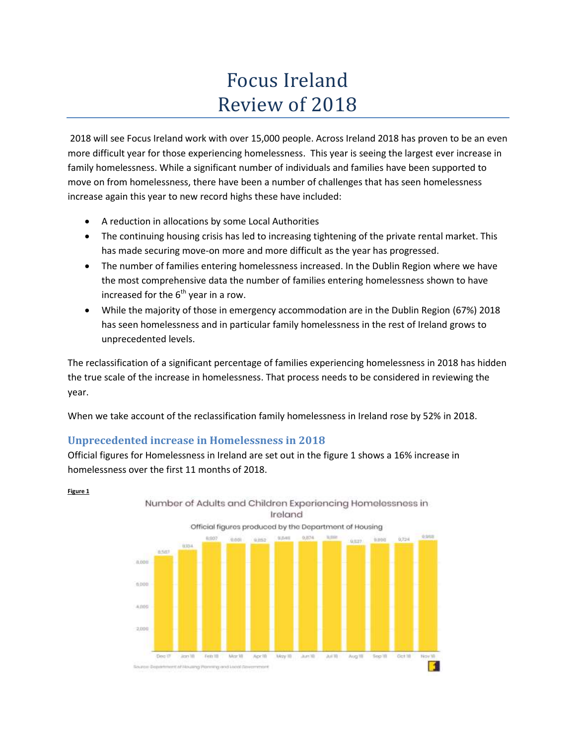# Focus Ireland
# Review of 2018

2018 will see Focus Ireland work with over 15,000 people. Across Ireland 2018 has proven to be an even more difficult year for those experiencing homelessness. This year is seeing the largest ever increase in family homelessness. While a significant number of individuals and families have been supported to move on from homelessness, there have been a number of challenges that has seen homelessness increase again this year to new record highs these have included:

- A reduction in allocations by some Local Authorities
- The continuing housing crisis has led to increasing tightening of the private rental market. This has made securing move-on more and more difficult as the year has progressed.
- The number of families entering homelessness increased. In the Dublin Region where we have the most comprehensive data the number of families entering homelessness shown to have increased for the 6th year in a row.
- While the majority of those in emergency accommodation are in the Dublin Region (67%) 2018 has seen homelessness and in particular family homelessness in the rest of Ireland grows to unprecedented levels.

The reclassification of a significant percentage of families experiencing homelessness in 2018 has hidden the true scale of the increase in homelessness. That process needs to be considered in reviewing the year.

When we take account of the reclassification family homelessness in Ireland rose by 52% in 2018.

## Unprecedented increase in Homelessness in 2018

Official figures for Homelessness in Ireland are set out in the figure 1 shows a 16% increase in homelessness over the first 11 months of 2018.

**Figure 1**

Number of Adults and Children Experiencing Homelessness in Ireland

Official figures produced by the Department of Housing

| Dec 17 | Jan 18 | Feb 18 | Mar 18 | Apr 18 | May 18 | Jun 18 | Jul 18 | Aug 18 | Sep 18 | Oct 18 | Nov 18 |
|---|---|---|---|---|---|---|---|---|---|---|---|
| 8,857 | 9,104 | 9,807 | 9,681 | 9,652 | 9,846 | 9,874 | 9,891 | 9,527 | 9,698 | 9,724 | 9,968 |

Source: Department of Housing Planning and Local Government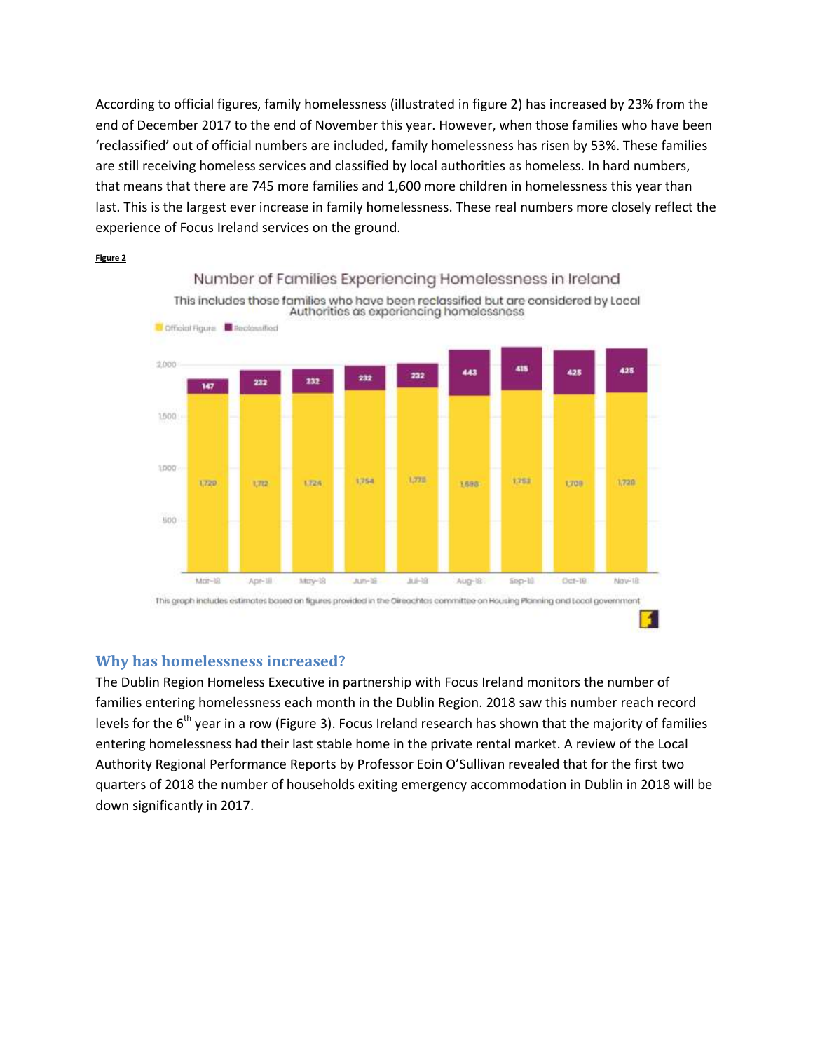According to official figures, family homelessness (illustrated in figure 2) has increased by 23% from the end of December 2017 to the end of November this year. However, when those families who have been 'reclassified' out of official numbers are included, family homelessness has risen by 53%. These families are still receiving homeless services and classified by local authorities as homeless. In hard numbers, that means that there are 745 more families and 1,600 more children in homelessness this year than last. This is the largest ever increase in family homelessness. These real numbers more closely reflect the experience of Focus Ireland services on the ground.

**Figure 2**

**Number of Families Experiencing Homelessness in Ireland**

This includes those families who have been reclassified but are considered by Local Authorities as experiencing homelessness

| | Mar-18 | Apr-18 | May-18 | Jun-18 | Jul-18 | Aug-18 | Sep-18 | Oct-18 | Nov-18 |
|---|---|---|---|---|---|---|---|---|---|
| Official Figure | 1,720 | 1,712 | 1,724 | 1,754 | 1,778 | 1,698 | 1,752 | 1,708 | 1,728 |
| Reclassified | 147 | 232 | 232 | 232 | 232 | 443 | 415 | 425 | 425 |

This graph includes estimates based on figures provided in the Oireachtas committee on Housing Planning and Local government

## Why has homelessness increased?

The Dublin Region Homeless Executive in partnership with Focus Ireland monitors the number of families entering homelessness each month in the Dublin Region. 2018 saw this number reach record levels for the 6th year in a row (Figure 3). Focus Ireland research has shown that the majority of families entering homelessness had their last stable home in the private rental market. A review of the Local Authority Regional Performance Reports by Professor Eoin O'Sullivan revealed that for the first two quarters of 2018 the number of households exiting emergency accommodation in Dublin in 2018 will be down significantly in 2017.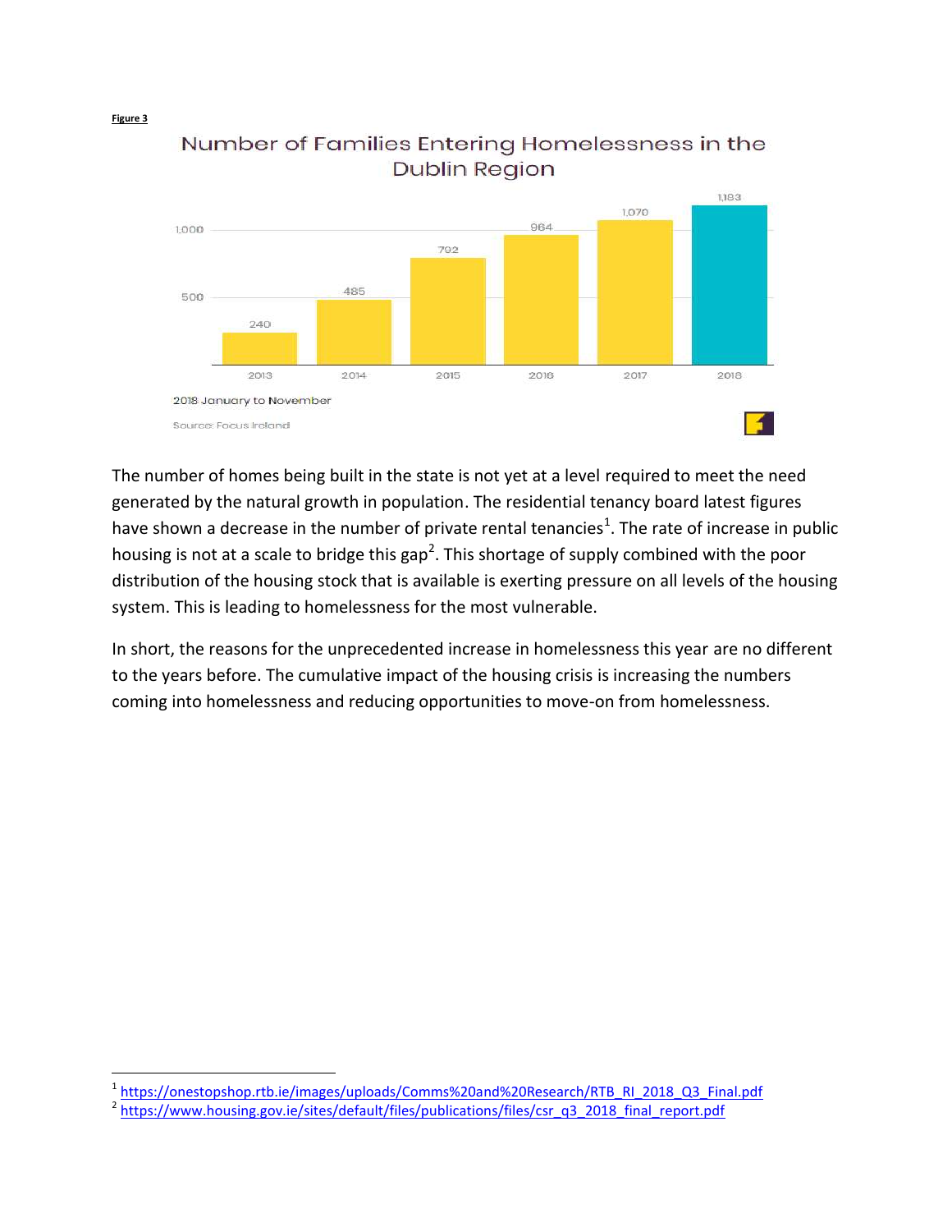**Figure 3**

Number of Families Entering Homelessness in the Dublin Region

1,000

500

240

485

792

964

1,070

1,183

2013

2014

2015

2016

2017

2018

2018 January to November

Source: Focus Ireland

The number of homes being built in the state is not yet at a level required to meet the need generated by the natural growth in population. The residential tenancy board latest figures have shown a decrease in the number of private rental tenancies[1]. The rate of increase in public housing is not at a scale to bridge this gap[2]. This shortage of supply combined with the poor distribution of the housing stock that is available is exerting pressure on all levels of the housing system. This is leading to homelessness for the most vulnerable.

In short, the reasons for the unprecedented increase in homelessness this year are no different to the years before. The cumulative impact of the housing crisis is increasing the numbers coming into homelessness and reducing opportunities to move-on from homelessness.

---

[1] https://onestopshop.rtb.ie/images/uploads/Comms%20and%20Research/RTB_RI_2018_Q3_Final.pdf

[2] https://www.housing.gov.ie/sites/default/files/publications/files/csr_q3_2018_final_report.pdf